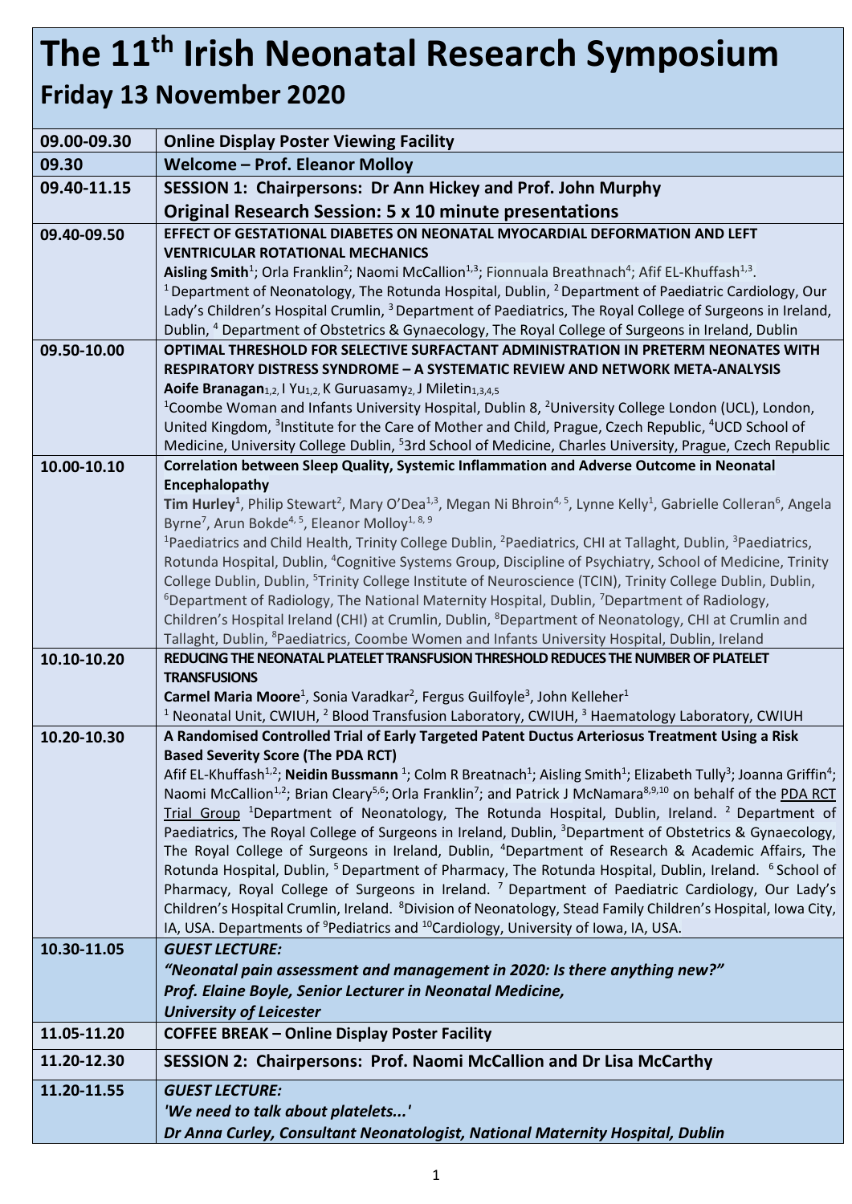# The 11th Irish Neonatal Research Symposium

## Friday 13 November 2020

| Time | Programme |
|---|---|
| 09.00-09.30 | **Online Display Poster Viewing Facility** |
| 09.30 | **Welcome – Prof. Eleanor Molloy** |
| 09.40-11.15 | **SESSION 1: Chairpersons: Dr Ann Hickey and Prof. John Murphy**<br>**Original Research Session: 5 x 10 minute presentations** |
| 09.40-09.50 | **EFFECT OF GESTATIONAL DIABETES ON NEONATAL MYOCARDIAL DEFORMATION AND LEFT VENTRICULAR ROTATIONAL MECHANICS**<br>**Aisling Smith**[1]; Orla Franklin[2]; Naomi McCallion[1,3]; Fionnuala Breathnach[4]; Afif EL-Khuffash[1,3].<br>[1] Department of Neonatology, The Rotunda Hospital, Dublin, [2] Department of Paediatric Cardiology, Our Lady's Children's Hospital Crumlin, [3] Department of Paediatrics, The Royal College of Surgeons in Ireland, Dublin, [4] Department of Obstetrics & Gynaecology, The Royal College of Surgeons in Ireland, Dublin |
| 09.50-10.00 | **OPTIMAL THRESHOLD FOR SELECTIVE SURFACTANT ADMINISTRATION IN PRETERM NEONATES WITH RESPIRATORY DISTRESS SYNDROME – A SYSTEMATIC REVIEW AND NETWORK META-ANALYSIS**<br>**Aoife Branagan**[1,2], I Yu[1,2], K Guruasamy[2], J Miletin[1,3,4,5]<br>[1]Coombe Woman and Infants University Hospital, Dublin 8, [2]University College London (UCL), London, United Kingdom, [3]Institute for the Care of Mother and Child, Prague, Czech Republic, [4]UCD School of Medicine, University College Dublin, [5]3rd School of Medicine, Charles University, Prague, Czech Republic |
| 10.00-10.10 | **Correlation between Sleep Quality, Systemic Inflammation and Adverse Outcome in Neonatal Encephalopathy**<br>**Tim Hurley**[1], Philip Stewart[2], Mary O'Dea[1,3], Megan Ni Bhroin[4,5], Lynne Kelly[1], Gabrielle Colleran[6], Angela Byrne[7], Arun Bokde[4,5], Eleanor Molloy[1,8,9]<br>[1]Paediatrics and Child Health, Trinity College Dublin, [2]Paediatrics, CHI at Tallaght, Dublin, [3]Paediatrics, Rotunda Hospital, Dublin, [4]Cognitive Systems Group, Discipline of Psychiatry, School of Medicine, Trinity College Dublin, Dublin, [5]Trinity College Institute of Neuroscience (TCIN), Trinity College Dublin, Dublin, [6]Department of Radiology, The National Maternity Hospital, Dublin, [7]Department of Radiology, Children's Hospital Ireland (CHI) at Crumlin, Dublin, [8]Department of Neonatology, CHI at Crumlin and Tallaght, Dublin, [8]Paediatrics, Coombe Women and Infants University Hospital, Dublin, Ireland |
| 10.10-10.20 | **REDUCING THE NEONATAL PLATELET TRANSFUSION THRESHOLD REDUCES THE NUMBER OF PLATELET TRANSFUSIONS**<br>**Carmel Maria Moore**[1], Sonia Varadkar[2], Fergus Guilfoyle[3], John Kelleher[1]<br>[1] Neonatal Unit, CWIUH, [2] Blood Transfusion Laboratory, CWIUH, [3] Haematology Laboratory, CWIUH |
| 10.20-10.30 | **A Randomised Controlled Trial of Early Targeted Patent Ductus Arteriosus Treatment Using a Risk Based Severity Score (The PDA RCT)**<br>Afif EL-Khuffash[1,2]; **Neidin Bussmann** [1]; Colm R Breatnach[1]; Aisling Smith[1]; Elizabeth Tully[3]; Joanna Griffin[4]; Naomi McCallion[1,2]; Brian Cleary[5,6]; Orla Franklin[7]; and Patrick J McNamara[8,9,10] on behalf of the PDA RCT Trial Group [1]Department of Neonatology, The Rotunda Hospital, Dublin, Ireland. [2] Department of Paediatrics, The Royal College of Surgeons in Ireland, Dublin, [3]Department of Obstetrics & Gynaecology, The Royal College of Surgeons in Ireland, Dublin, [4]Department of Research & Academic Affairs, The Rotunda Hospital, Dublin, [5] Department of Pharmacy, The Rotunda Hospital, Dublin, Ireland. [6] School of Pharmacy, Royal College of Surgeons in Ireland. [7] Department of Paediatric Cardiology, Our Lady's Children's Hospital Crumlin, Ireland. [8]Division of Neonatology, Stead Family Children's Hospital, Iowa City, IA, USA. Departments of [9]Pediatrics and [10]Cardiology, University of Iowa, IA, USA. |
| 10.30-11.05 | ***GUEST LECTURE:***<br>***"Neonatal pain assessment and management in 2020: Is there anything new?"***<br>***Prof. Elaine Boyle, Senior Lecturer in Neonatal Medicine,***<br>***University of Leicester*** |
| 11.05-11.20 | **COFFEE BREAK – Online Display Poster Facility** |
| 11.20-12.30 | **SESSION 2: Chairpersons: Prof. Naomi McCallion and Dr Lisa McCarthy** |
| 11.20-11.55 | ***GUEST LECTURE:***<br>***'We need to talk about platelets...'***<br>***Dr Anna Curley, Consultant Neonatologist, National Maternity Hospital, Dublin*** |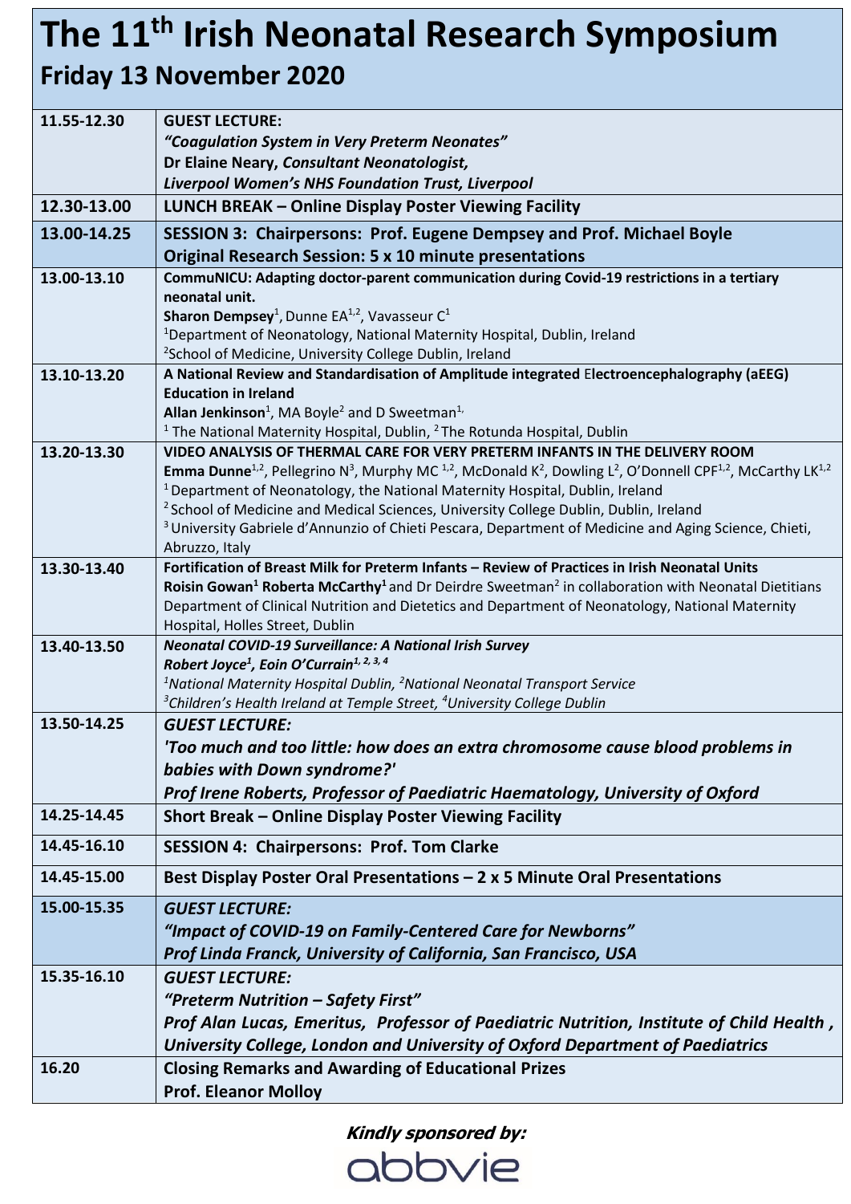# The 11th Irish Neonatal Research Symposium

## Friday 13 November 2020

| | |
|---|---|
| 11.55-12.30 | **GUEST LECTURE:** ***"Coagulation System in Very Preterm Neonates"*** **Dr Elaine Neary,** ***Consultant Neonatologist, Liverpool Women's NHS Foundation Trust, Liverpool*** |
| **12.30-13.00** | **LUNCH BREAK – Online Display Poster Viewing Facility** |
| **13.00-14.25** | **SESSION 3: Chairpersons: Prof. Eugene Dempsey and Prof. Michael Boyle** **Original Research Session: 5 x 10 minute presentations** |
| 13.00-13.10 | **CommuNICU: Adapting doctor-parent communication during Covid-19 restrictions in a tertiary neonatal unit.** **Sharon Dempsey**[1], Dunne EA[1,2], Vavasseur C[1] [1]Department of Neonatology, National Maternity Hospital, Dublin, Ireland [2]School of Medicine, University College Dublin, Ireland |
| 13.10-13.20 | **A National Review and Standardisation of Amplitude integrated Electroencephalography (aEEG) Education in Ireland** **Allan Jenkinson**[1], MA Boyle[2] and D Sweetman[1,] [1] The National Maternity Hospital, Dublin, [2] The Rotunda Hospital, Dublin |
| 13.20-13.30 | **VIDEO ANALYSIS OF THERMAL CARE FOR VERY PRETERM INFANTS IN THE DELIVERY ROOM** **Emma Dunne**[1,2], Pellegrino N[3], Murphy MC[1,2], McDonald K[2], Dowling L[2], O'Donnell CPF[1,2], McCarthy LK[1,2] [1] Department of Neonatology, the National Maternity Hospital, Dublin, Ireland [2] School of Medicine and Medical Sciences, University College Dublin, Dublin, Ireland [3] University Gabriele d'Annunzio of Chieti Pescara, Department of Medicine and Aging Science, Chieti, Abruzzo, Italy |
| 13.30-13.40 | **Fortification of Breast Milk for Preterm Infants – Review of Practices in Irish Neonatal Units** **Roisin Gowan**[1] **Roberta McCarthy**[1] and Dr Deirdre Sweetman[2] in collaboration with Neonatal Dietitians Department of Clinical Nutrition and Dietetics and Department of Neonatology, National Maternity Hospital, Holles Street, Dublin |
| 13.40-13.50 | ***Neonatal COVID-19 Surveillance: A National Irish Survey*** ***Robert Joyce***[1]***, Eoin O'Currain***[1, 2, 3, 4] *[1]National Maternity Hospital Dublin, [2]National Neonatal Transport Service* *[3]Children's Health Ireland at Temple Street, [4]University College Dublin* |
| 13.50-14.25 | ***GUEST LECTURE:*** ***'Too much and too little: how does an extra chromosome cause blood problems in babies with Down syndrome?'*** ***Prof Irene Roberts, Professor of Paediatric Haematology, University of Oxford*** |
| 14.25-14.45 | **Short Break – Online Display Poster Viewing Facility** |
| **14.45-16.10** | **SESSION 4: Chairpersons: Prof. Tom Clarke** |
| **14.45-15.00** | **Best Display Poster Oral Presentations – 2 x 5 Minute Oral Presentations** |
| **15.00-15.35** | ***GUEST LECTURE:*** ***"Impact of COVID-19 on Family-Centered Care for Newborns"*** ***Prof Linda Franck, University of California, San Francisco, USA*** |
| 15.35-16.10 | ***GUEST LECTURE:*** ***"Preterm Nutrition – Safety First"*** ***Prof Alan Lucas, Emeritus, Professor of Paediatric Nutrition, Institute of Child Health , University College, London and University of Oxford Department of Paediatrics*** |
| 16.20 | **Closing Remarks and Awarding of Educational Prizes** **Prof. Eleanor Molloy** |

***Kindly sponsored by:***

abbvie